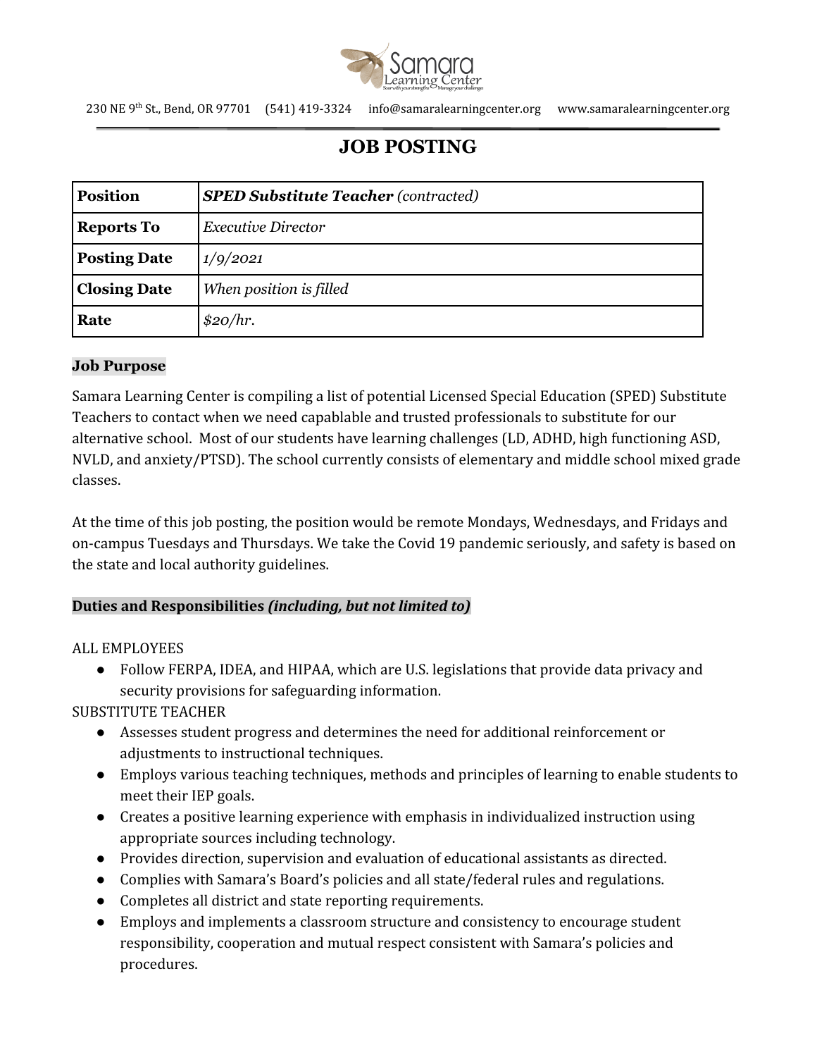230 NE 9th St., Bend, OR 97701 (541) 419-3324 info@samaralearningcenter.org www.samaralearningcenter.org

# JOB POSTING

| **Position** | ***SPED Substitute Teacher*** *(contracted)* |
|---|---|
| **Reports To** | *Executive Director* |
| **Posting Date** | *1/9/2021* |
| **Closing Date** | *When position is filled* |
| **Rate** | *$20/hr.* |

### Job Purpose

Samara Learning Center is compiling a list of potential Licensed Special Education (SPED) Substitute Teachers to contact when we need capablable and trusted professionals to substitute for our alternative school. Most of our students have learning challenges (LD, ADHD, high functioning ASD, NVLD, and anxiety/PTSD). The school currently consists of elementary and middle school mixed grade classes.

At the time of this job posting, the position would be remote Mondays, Wednesdays, and Fridays and on-campus Tuesdays and Thursdays. We take the Covid 19 pandemic seriously, and safety is based on the state and local authority guidelines.

### Duties and Responsibilities *(including, but not limited to)*

ALL EMPLOYEES

- Follow FERPA, IDEA, and HIPAA, which are U.S. legislations that provide data privacy and security provisions for safeguarding information.

SUBSTITUTE TEACHER

- Assesses student progress and determines the need for additional reinforcement or adjustments to instructional techniques.
- Employs various teaching techniques, methods and principles of learning to enable students to meet their IEP goals.
- Creates a positive learning experience with emphasis in individualized instruction using appropriate sources including technology.
- Provides direction, supervision and evaluation of educational assistants as directed.
- Complies with Samara's Board's policies and all state/federal rules and regulations.
- Completes all district and state reporting requirements.
- Employs and implements a classroom structure and consistency to encourage student responsibility, cooperation and mutual respect consistent with Samara's policies and procedures.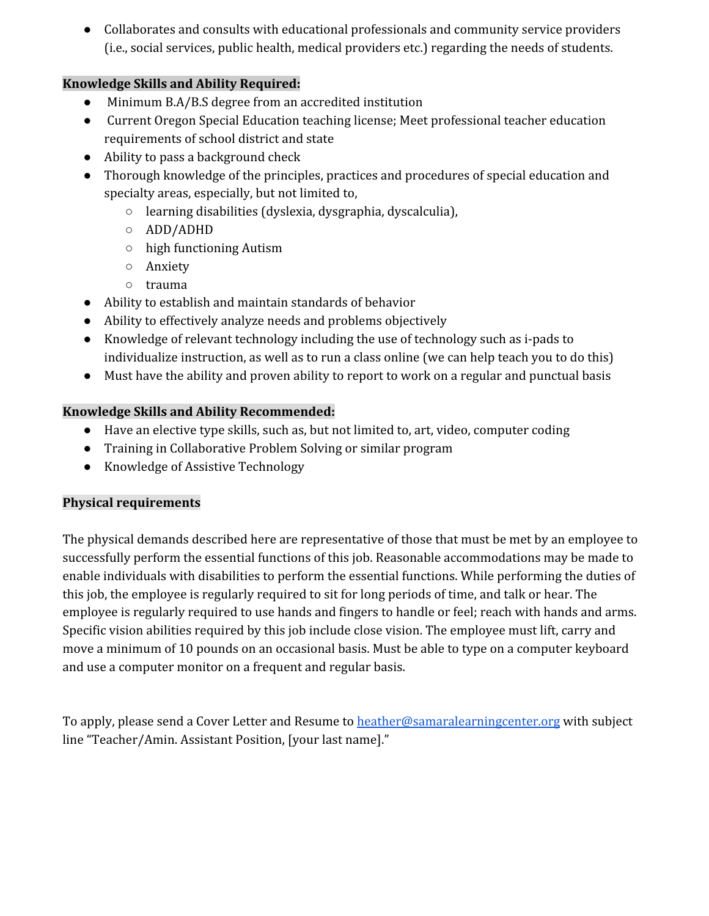- Collaborates and consults with educational professionals and community service providers (i.e., social services, public health, medical providers etc.) regarding the needs of students.

**Knowledge Skills and Ability Required:**

- Minimum B.A/B.S degree from an accredited institution
- Current Oregon Special Education teaching license; Meet professional teacher education requirements of school district and state
- Ability to pass a background check
- Thorough knowledge of the principles, practices and procedures of special education and specialty areas, especially, but not limited to,
  - learning disabilities (dyslexia, dysgraphia, dyscalculia),
  - ADD/ADHD
  - high functioning Autism
  - Anxiety
  - trauma
- Ability to establish and maintain standards of behavior
- Ability to effectively analyze needs and problems objectively
- Knowledge of relevant technology including the use of technology such as i-pads to individualize instruction, as well as to run a class online (we can help teach you to do this)
- Must have the ability and proven ability to report to work on a regular and punctual basis

**Knowledge Skills and Ability Recommended:**

- Have an elective type skills, such as, but not limited to, art, video, computer coding
- Training in Collaborative Problem Solving or similar program
- Knowledge of Assistive Technology

**Physical requirements**

The physical demands described here are representative of those that must be met by an employee to successfully perform the essential functions of this job. Reasonable accommodations may be made to enable individuals with disabilities to perform the essential functions. While performing the duties of this job, the employee is regularly required to sit for long periods of time, and talk or hear. The employee is regularly required to use hands and fingers to handle or feel; reach with hands and arms. Specific vision abilities required by this job include close vision. The employee must lift, carry and move a minimum of 10 pounds on an occasional basis. Must be able to type on a computer keyboard and use a computer monitor on a frequent and regular basis.

To apply, please send a Cover Letter and Resume to [heather@samaralearningcenter.org](mailto:heather@samaralearningcenter.org) with subject line "Teacher/Amin. Assistant Position, [your last name]."